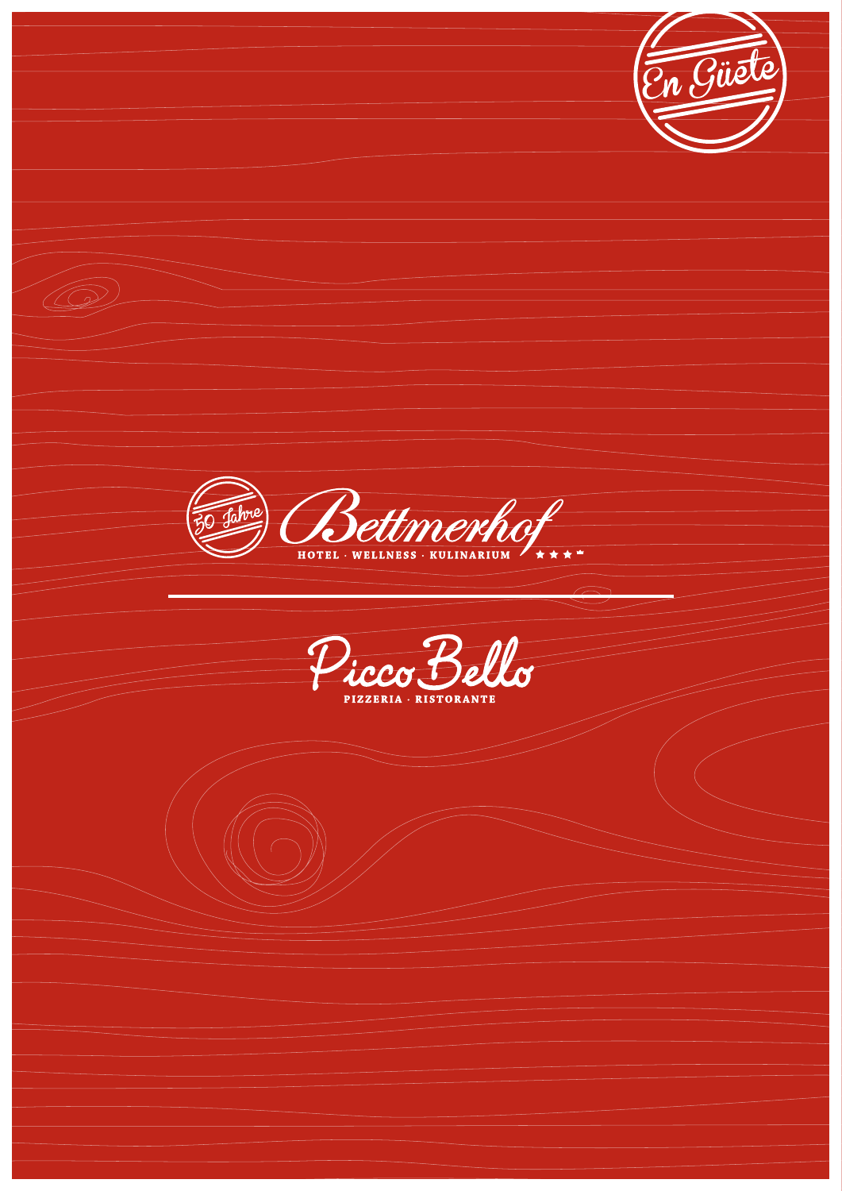En Güete

50 Jahre

# Bettmerhof

HOTEL · WELLNESS · KULINARIUM

---

# Picco Bello

PIZZERIA · RISTORANTE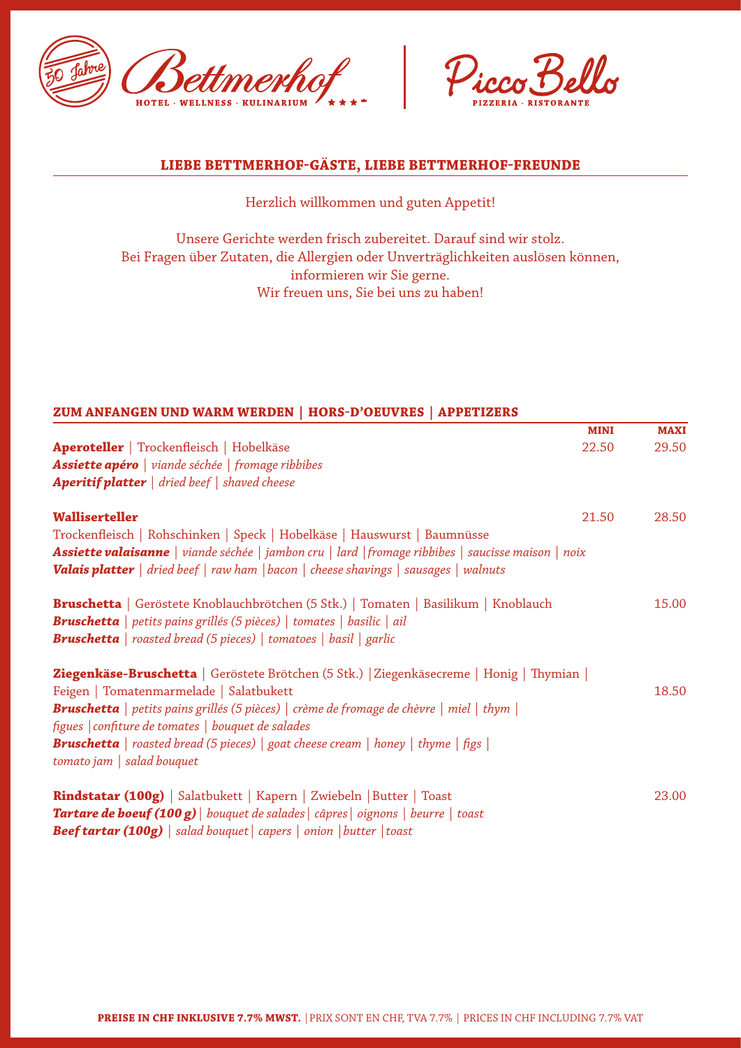Bettmerhof — HOTEL · WELLNESS · KULINARIUM | Picco Bello — PIZZERIA · RISTORANTE

## LIEBE BETTMERHOF-GÄSTE, LIEBE BETTMERHOF-FREUNDE

Herzlich willkommen und guten Appetit!

Unsere Gerichte werden frisch zubereitet. Darauf sind wir stolz.
Bei Fragen über Zutaten, die Allergien oder Unverträglichkeiten auslösen können, informieren wir Sie gerne.
Wir freuen uns, Sie bei uns zu haben!

## ZUM ANFANGEN UND WARM WERDEN | HORS-D'OEUVRES | APPETIZERS

| | MINI | MAXI |
|---|---|---|
| **Aperoteller** \| Trockenfleisch \| Hobelkäse<br>***Assiette apéro*** \| *viande séchée* \| *fromage ribbibes*<br>***Aperitif platter*** \| *dried beef* \| *shaved cheese* | 22.50 | 29.50 |
| **Walliserteller**<br>Trockenfleisch \| Rohschinken \| Speck \| Hobelkäse \| Hauswurst \| Baumnüsse<br>***Assiette valaisanne*** \| *viande séchée* \| *jambon cru* \| *lard* \| *fromage ribbibes* \| *saucisse maison* \| *noix*<br>***Valais platter*** \| *dried beef* \| *raw ham* \| *bacon* \| *cheese shavings* \| *sausages* \| *walnuts* | 21.50 | 28.50 |
| **Bruschetta** \| Geröstete Knoblauchbrötchen (5 Stk.) \| Tomaten \| Basilikum \| Knoblauch<br>***Bruschetta*** \| *petits pains grillés (5 pièces)* \| *tomates* \| *basilic* \| *ail*<br>***Bruschetta*** \| *roasted bread (5 pieces)* \| *tomatoes* \| *basil* \| *garlic* | | 15.00 |
| **Ziegenkäse-Bruschetta** \| Geröstete Brötchen (5 Stk.) \| Ziegenkäsecreme \| Honig \| Thymian \| Feigen \| Tomatenmarmelade \| Salatbukett<br>***Bruschetta*** \| *petits pains grillés (5 pièces)* \| *crème de fromage de chèvre* \| *miel* \| *thym* \| *figues* \| *confiture de tomates* \| *bouquet de salades*<br>***Bruschetta*** \| *roasted bread (5 pieces)* \| *goat cheese cream* \| *honey* \| *thyme* \| *figs* \| *tomato jam* \| *salad bouquet* | | 18.50 |
| **Rindstatar (100g)** \| Salatbukett \| Kapern \| Zwiebeln \| Butter \| Toast<br>***Tartare de boeuf (100 g)*** \| *bouquet de salades* \| *câpres* \| *oignons* \| *beurre* \| *toast*<br>***Beef tartar (100g)*** \| *salad bouquet* \| *capers* \| *onion* \| *butter* \| *toast* | | 23.00 |

**PREISE IN CHF INKLUSIVE 7.7% MWST.** | PRIX SONT EN CHF, TVA 7.7% | PRICES IN CHF INCLUDING 7.7% VAT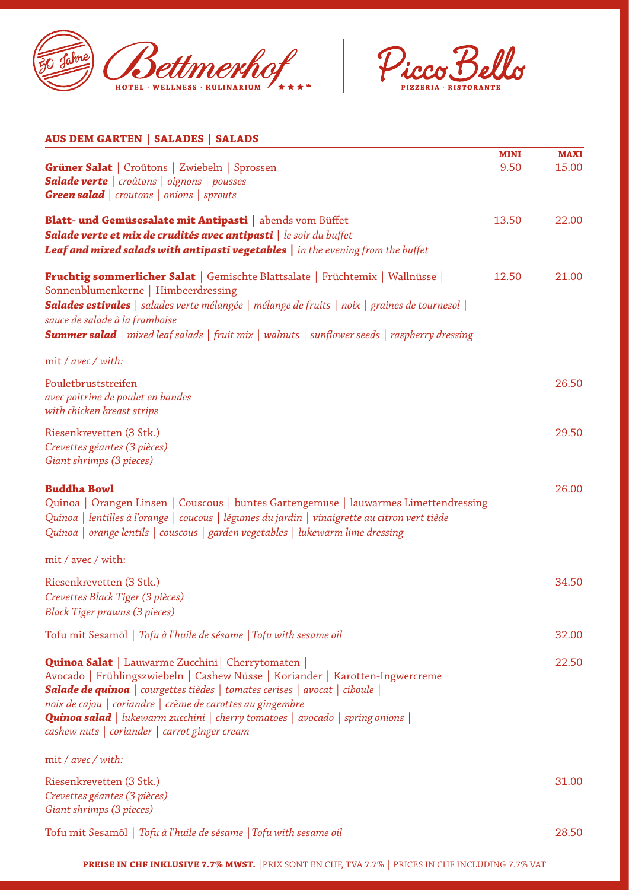Bettmerhof HOTEL · WELLNESS · KULINARIUM | Picco Bello PIZZERIA · RISTORANTE

## AUS DEM GARTEN | SALADES | SALADS

| | MINI | MAXI |
|---|---|---|
| **Grüner Salat** \| Croûtons \| Zwiebeln \| Sprossen<br>***Salade verte*** \| *croûtons \| oignons \| pousses*<br>***Green salad*** \| *croutons \| onions \| sprouts* | 9.50 | 15.00 |
| **Blatt- und Gemüsesalate mit Antipasti** \| abends vom Büffet<br>***Salade verte et mix de crudités avec antipasti*** \| *le soir du buffet*<br>***Leaf and mixed salads with antipasti vegetables*** \| *in the evening from the buffet* | 13.50 | 22.00 |
| **Fruchtig sommerlicher Salat** \| Gemischte Blattsalate \| Früchtemix \| Wallnüsse \| Sonnenblumenkerne \| Himbeerdressing<br>***Salades estivales*** \| *salades verte mélangée \| mélange de fruits \| noix \| graines de tournesol \| sauce de salade à la framboise*<br>***Summer salad*** \| *mixed leaf salads \| fruit mix \| walnuts \| sunflower seeds \| raspberry dressing* | 12.50 | 21.00 |
| mit / *avec / with:* | | |
| Pouletbruststreifen<br>*avec poitrine de poulet en bandes*<br>*with chicken breast strips* | | 26.50 |
| Riesenkrevetten (3 Stk.)<br>*Crevettes géantes (3 pièces)*<br>*Giant shrimps (3 pieces)* | | 29.50 |
| **Buddha Bowl**<br>Quinoa \| Orangen Linsen \| Couscous \| buntes Gartengemüse \| lauwarmes Limettendressing<br>*Quinoa \| lentilles à l'orange \| coucous \| légumes du jardin \| vinaigrette au citron vert tiède*<br>*Quinoa \| orange lentils \| couscous \| garden vegetables \| lukewarm lime dressing* | | 26.00 |
| mit / avec / with: | | |
| Riesenkrevetten (3 Stk.)<br>*Crevettes Black Tiger (3 pièces)*<br>*Black Tiger prawns (3 pieces)* | | 34.50 |
| Tofu mit Sesamöl \| *Tofu à l'huile de sésame \| Tofu with sesame oil* | | 32.00 |
| **Quinoa Salat** \| Lauwarme Zucchini \| Cherrytomaten \| Avocado \| Frühlingszwiebeln \| Cashew Nüsse \| Koriander \| Karotten-Ingwercreme<br>***Salade de quinoa*** \| *courgettes tièdes \| tomates cerises \| avocat \| ciboule \| noix de cajou \| coriandre \| crème de carottes au gingembre*<br>***Quinoa salad*** \| *lukewarm zucchini \| cherry tomatoes \| avocado \| spring onions \| cashew nuts \| coriander \| carrot ginger cream* | | 22.50 |
| mit / *avec / with:* | | |
| Riesenkrevetten (3 Stk.)<br>*Crevettes géantes (3 pièces)*<br>*Giant shrimps (3 pieces)* | | 31.00 |
| Tofu mit Sesamöl \| *Tofu à l'huile de sésame \| Tofu with sesame oil* | | 28.50 |

**PREISE IN CHF INKLUSIVE 7.7% MWST.** | PRIX SONT EN CHF, TVA 7.7% | PRICES IN CHF INCLUDING 7.7% VAT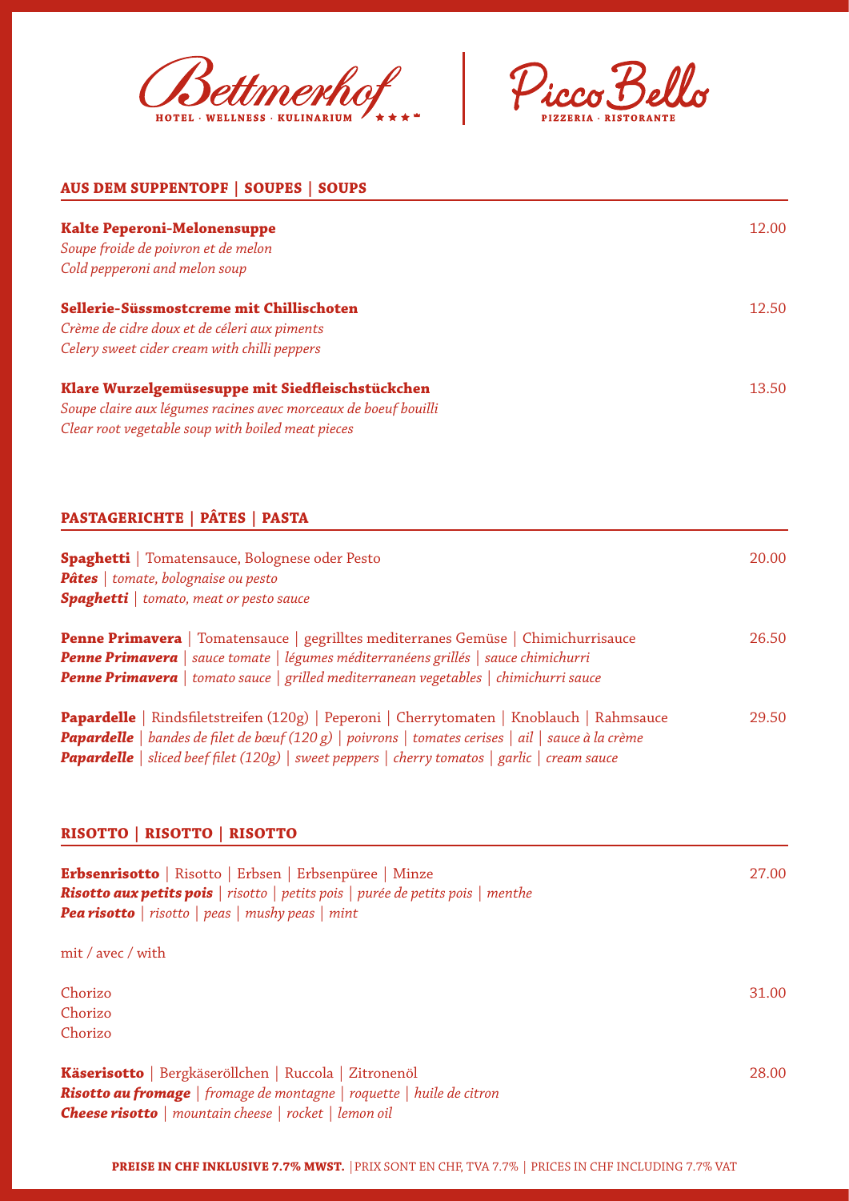Bettmerhof — HOTEL · WELLNESS · KULINARIUM

Picco Bello — PIZZERIA · RISTORANTE

## AUS DEM SUPPENTOPF | SOUPES | SOUPS

**Kalte Peperoni-Melonensuppe** — 12.00
*Soupe froide de poivron et de melon*
*Cold pepperoni and melon soup*

**Sellerie-Süssmostcreme mit Chillischoten** — 12.50
*Crème de cidre doux et de céleri aux piments*
*Celery sweet cider cream with chilli peppers*

**Klare Wurzelgemüsesuppe mit Siedfleischstückchen** — 13.50
*Soupe claire aux légumes racines avec morceaux de boeuf bouilli*
*Clear root vegetable soup with boiled meat pieces*

## PASTAGERICHTE | PÂTES | PASTA

**Spaghetti** | Tomatensauce, Bolognese oder Pesto — 20.00
***Pâtes*** | *tomate, bolognaise ou pesto*
***Spaghetti*** | *tomato, meat or pesto sauce*

**Penne Primavera** | Tomatensauce | gegrilltes mediterranes Gemüse | Chimichurrisauce — 26.50
***Penne Primavera*** | *sauce tomate | légumes méditerranéens grillés | sauce chimichurri*
***Penne Primavera*** | *tomato sauce | grilled mediterranean vegetables | chimichurri sauce*

**Papardelle** | Rindsfiletstreifen (120g) | Peperoni | Cherrytomaten | Knoblauch | Rahmsauce — 29.50
***Papardelle*** | *bandes de filet de bœuf (120 g) | poivrons | tomates cerises | ail | sauce à la crème*
***Papardelle*** | *sliced beef filet (120g) | sweet peppers | cherry tomatos | garlic | cream sauce*

## RISOTTO | RISOTTO | RISOTTO

**Erbsenrisotto** | Risotto | Erbsen | Erbsenpüree | Minze — 27.00
***Risotto aux petits pois*** | *risotto | petits pois | purée de petits pois | menthe*
***Pea risotto*** | *risotto | peas | mushy peas | mint*

mit / avec / with

Chorizo — 31.00
Chorizo
Chorizo

**Käserisotto** | Bergkäseröllchen | Ruccola | Zitronenöl — 28.00
***Risotto au fromage*** | *fromage de montagne | roquette | huile de citron*
***Cheese risotto*** | *mountain cheese | rocket | lemon oil*

**PREISE IN CHF INKLUSIVE 7.7% MWST.** | PRIX SONT EN CHF, TVA 7.7% | PRICES IN CHF INCLUDING 7.7% VAT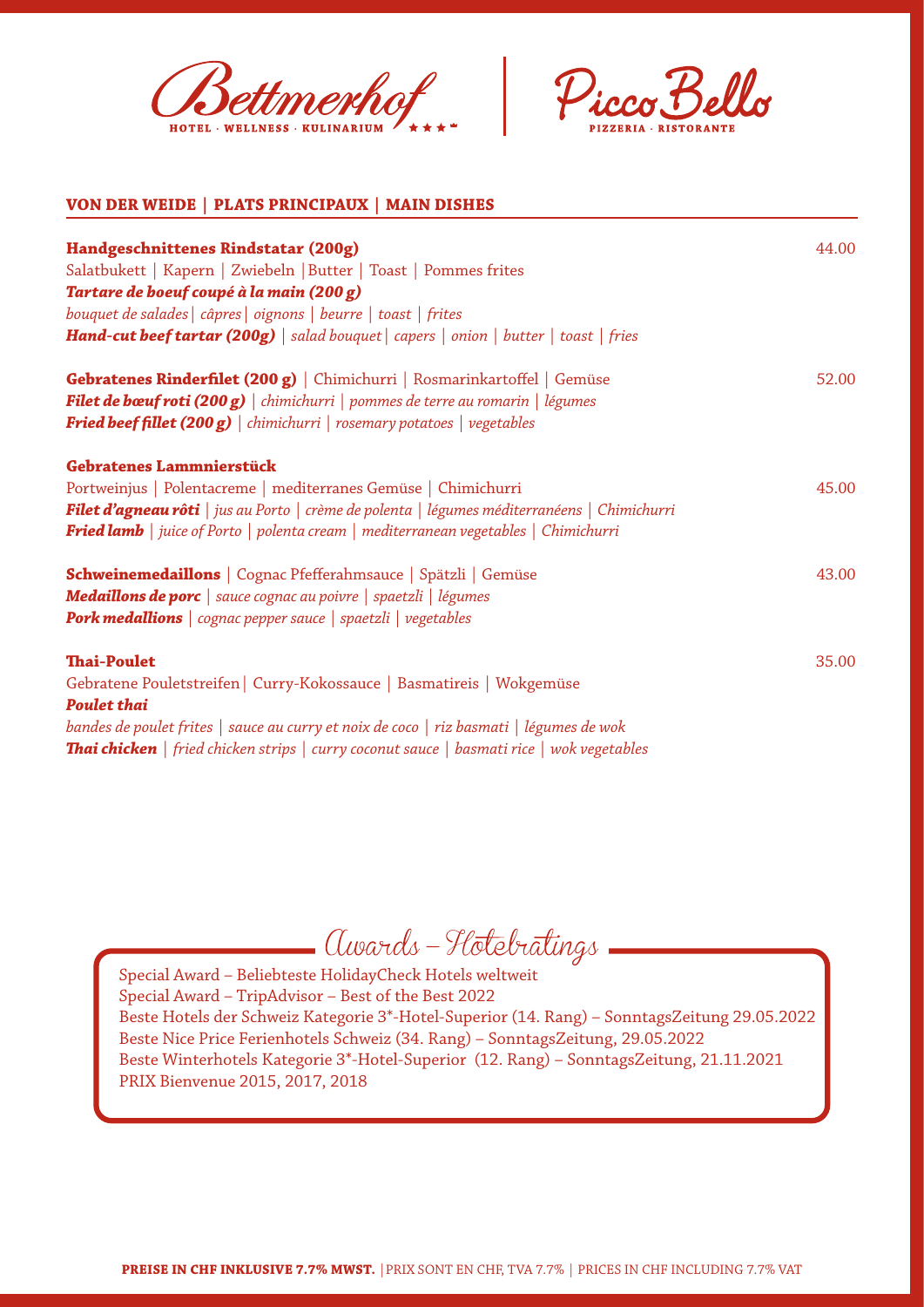Bettmerhof — HOTEL · WELLNESS · KULINARIUM ★★★ | Picco Bello — PIZZERIA · RISTORANTE

## VON DER WEIDE | PLATS PRINCIPAUX | MAIN DISHES

**Handgeschnittenes Rindstatar (200g)** — 44.00
Salatbukett | Kapern | Zwiebeln |Butter | Toast | Pommes frites
***Tartare de boeuf coupé à la main (200 g)***
*bouquet de salades| câpres| oignons | beurre | toast | frites*
***Hand-cut beef tartar (200g)*** *| salad bouquet| capers | onion | butter | toast | fries*

**Gebratenes Rinderfilet (200 g)** | Chimichurri | Rosmarinkartoffel | Gemüse — 52.00
***Filet de bœuf roti (200 g)*** *| chimichurri | pommes de terre au romarin | légumes*
***Fried beef fillet (200 g)*** *| chimichurri | rosemary potatoes | vegetables*

**Gebratenes Lammnierstück**
Portweinjus | Polentacreme | mediterranes Gemüse | Chimichurri — 45.00
***Filet d'agneau rôti*** *| jus au Porto | crème de polenta | légumes méditerranéens | Chimichurri*
***Fried lamb*** *| juice of Porto | polenta cream | mediterranean vegetables | Chimichurri*

**Schweinemedaillons** | Cognac Pfefferahmsauce | Spätzli | Gemüse — 43.00
***Medaillons de porc*** *| sauce cognac au poivre | spaetzli | légumes*
***Pork medallions*** *| cognac pepper sauce | spaetzli | vegetables*

**Thai-Poulet** — 35.00
Gebratene Pouletstreifen| Curry-Kokossauce | Basmatireis | Wokgemüse
***Poulet thai***
*bandes de poulet frites | sauce au curry et noix de coco | riz basmati | légumes de wok*
***Thai chicken*** *| fried chicken strips | curry coconut sauce | basmati rice | wok vegetables*

## Awards – Hotelratings

Special Award – Beliebteste HolidayCheck Hotels weltweit
Special Award – TripAdvisor – Best of the Best 2022
Beste Hotels der Schweiz Kategorie 3*-Hotel-Superior (14. Rang) – SonntagsZeitung 29.05.2022
Beste Nice Price Ferienhotels Schweiz (34. Rang) – SonntagsZeitung, 29.05.2022
Beste Winterhotels Kategorie 3*-Hotel-Superior (12. Rang) – SonntagsZeitung, 21.11.2021
PRIX Bienvenue 2015, 2017, 2018

**PREISE IN CHF INKLUSIVE 7.7% MWST.** |PRIX SONT EN CHF, TVA 7.7% | PRICES IN CHF INCLUDING 7.7% VAT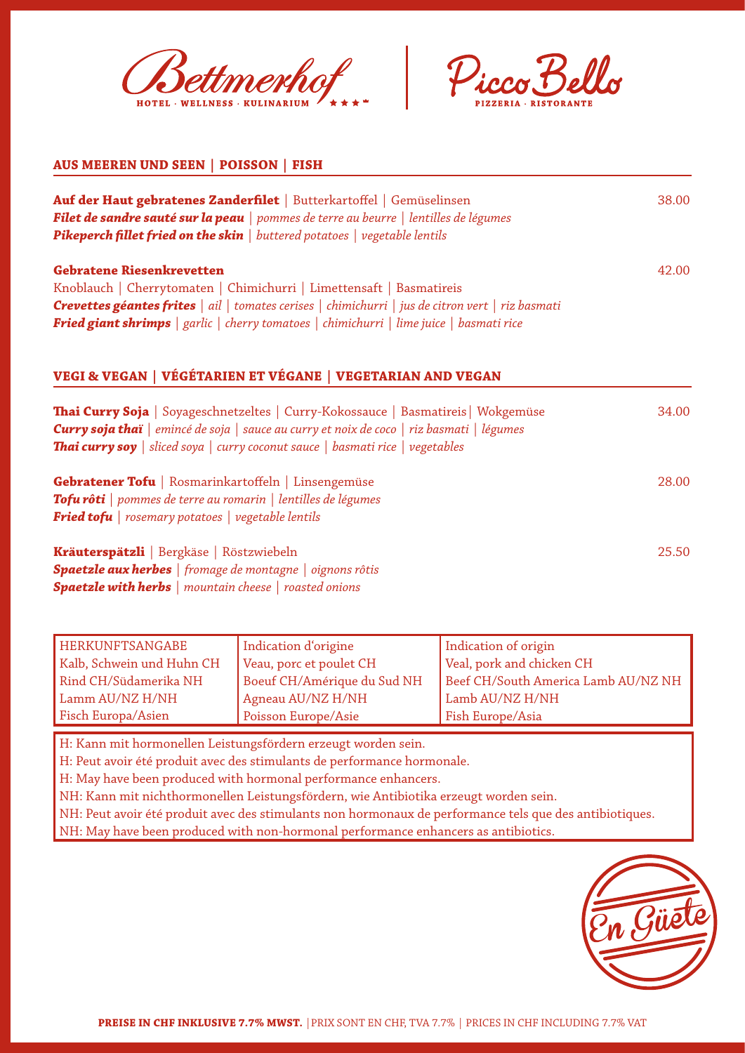Bettmerhof — HOTEL · WELLNESS · KULINARIUM | Picco Bello — PIZZERIA · RISTORANTE

## AUS MEEREN UND SEEN | POISSON | FISH

**Auf der Haut gebratenes Zanderfilet** | Butterkartoffel | Gemüselinsen — 38.00
***Filet de sandre sauté sur la peau*** | *pommes de terre au beurre* | *lentilles de légumes*
***Pikeperch fillet fried on the skin*** | *buttered potatoes* | *vegetable lentils*

**Gebratene Riesenkrevetten** — 42.00
Knoblauch | Cherrytomaten | Chimichurri | Limettensaft | Basmatireis
***Crevettes géantes frites*** | *ail* | *tomates cerises* | *chimichurri* | *jus de citron vert* | *riz basmati*
***Fried giant shrimps*** | *garlic* | *cherry tomatoes* | *chimichurri* | *lime juice* | *basmati rice*

## VEGI & VEGAN | VÉGÉTARIEN ET VÉGANE | VEGETARIAN AND VEGAN

**Thai Curry Soja** | Soyageschnetzeltes | Curry-Kokossauce | Basmatireis | Wokgemüse — 34.00
***Curry soja thaï*** | *emincé de soja* | *sauce au curry et noix de coco* | *riz basmati* | *légumes*
***Thai curry soy*** | *sliced soya* | *curry coconut sauce* | *basmati rice* | *vegetables*

**Gebratener Tofu** | Rosmarinkartoffeln | Linsengemüse — 28.00
***Tofu rôti*** | *pommes de terre au romarin* | *lentilles de légumes*
***Fried tofu*** | *rosemary potatoes* | *vegetable lentils*

**Kräuterspätzli** | Bergkäse | Röstzwiebeln — 25.50
***Spaetzle aux herbes*** | *fromage de montagne* | *oignons rôtis*
***Spaetzle with herbs*** | *mountain cheese* | *roasted onions*

| HERKUNFTSANGABE | Indication d'origine | Indication of origin |
|---|---|---|
| Kalb, Schwein und Huhn CH | Veau, porc et poulet CH | Veal, pork and chicken CH |
| Rind CH/Südamerika NH | Boeuf CH/Amérique du Sud NH | Beef CH/South America Lamb AU/NZ NH |
| Lamm AU/NZ H/NH | Agneau AU/NZ H/NH | Lamb AU/NZ H/NH |
| Fisch Europa/Asien | Poisson Europe/Asie | Fish Europe/Asia |

H: Kann mit hormonellen Leistungsfördern erzeugt worden sein.
H: Peut avoir été produit avec des stimulants de performance hormonale.
H: May have been produced with hormonal performance enhancers.
NH: Kann mit nichthormonellen Leistungsfördern, wie Antibiotika erzeugt worden sein.
NH: Peut avoir été produit avec des stimulants non hormonaux de performance tels que des antibiotiques.
NH: May have been produced with non-hormonal performance enhancers as antibiotics.

En Güete

**PREISE IN CHF INKLUSIVE 7.7% MWST.** | PRIX SONT EN CHF, TVA 7.7% | PRICES IN CHF INCLUDING 7.7% VAT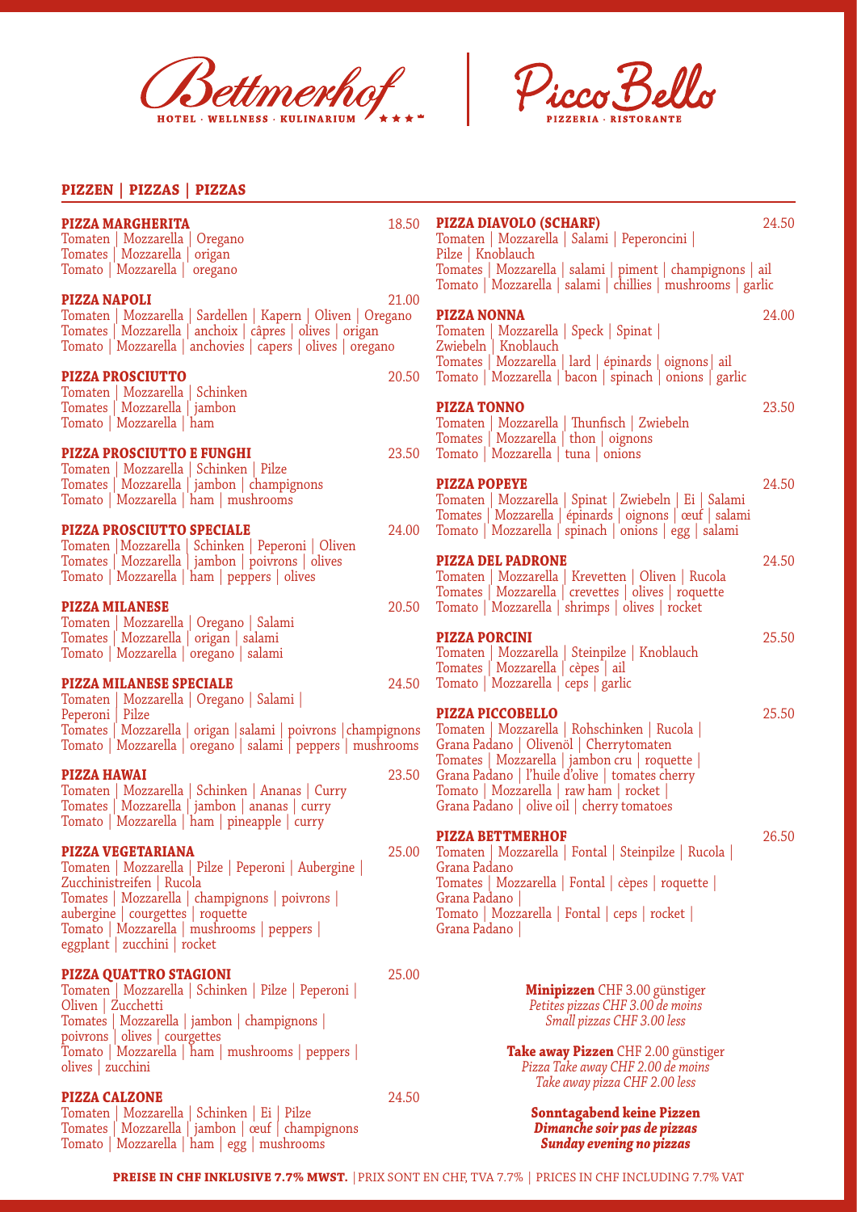Bettmerhof

HOTEL · WELLNESS · KULINARIUM ★★★S

Picco Bello

PIZZERIA · RISTORANTE

## PIZZEN | PIZZAS | PIZZAS

**PIZZA MARGHERITA** 18.50
Tomaten | Mozzarella | Oregano
Tomates | Mozzarella | origan
Tomato | Mozzarella | oregano

**PIZZA NAPOLI** 21.00
Tomaten | Mozzarella | Sardellen | Kapern | Oliven | Oregano
Tomates | Mozzarella | anchoix | câpres | olives | origan
Tomato | Mozzarella | anchovies | capers | olives | oregano

**PIZZA PROSCIUTTO** 20.50
Tomaten | Mozzarella | Schinken
Tomates | Mozzarella | jambon
Tomato | Mozzarella | ham

**PIZZA PROSCIUTTO E FUNGHI** 23.50
Tomaten | Mozzarella | Schinken | Pilze
Tomates | Mozzarella | jambon | champignons
Tomato | Mozzarella | ham | mushrooms

**PIZZA PROSCIUTTO SPECIALE** 24.00
Tomaten |Mozzarella | Schinken | Peperoni | Oliven
Tomates | Mozzarella | jambon | poivrons | olives
Tomato | Mozzarella | ham | peppers | olives

**PIZZA MILANESE** 20.50
Tomaten | Mozzarella | Oregano | Salami
Tomates | Mozzarella | origan | salami
Tomato | Mozzarella | oregano | salami

**PIZZA MILANESE SPECIALE** 24.50
Tomaten | Mozzarella | Oregano | Salami | Peperoni | Pilze
Tomates | Mozzarella | origan |salami | poivrons |champignons
Tomato | Mozzarella | oregano | salami | peppers | mushrooms

**PIZZA HAWAI** 23.50
Tomaten | Mozzarella | Schinken | Ananas | Curry
Tomates | Mozzarella | jambon | ananas | curry
Tomato | Mozzarella | ham | pineapple | curry

**PIZZA VEGETARIANA** 25.00
Tomaten | Mozzarella | Pilze | Peperoni | Aubergine | Zucchinistreifen | Rucola
Tomates | Mozzarella | champignons | poivrons | aubergine | courgettes | roquette
Tomato | Mozzarella | mushrooms | peppers | eggplant | zucchini | rocket

**PIZZA QUATTRO STAGIONI** 25.00
Tomaten | Mozzarella | Schinken | Pilze | Peperoni | Oliven | Zucchetti
Tomates | Mozzarella | jambon | champignons | poivrons | olives | courgettes
Tomato | Mozzarella | ham | mushrooms | peppers | olives | zucchini

**PIZZA CALZONE** 24.50
Tomaten | Mozzarella | Schinken | Ei | Pilze
Tomates | Mozzarella | jambon | œuf | champignons
Tomato | Mozzarella | ham | egg | mushrooms

**PIZZA DIAVOLO (SCHARF)** 24.50
Tomaten | Mozzarella | Salami | Peperoncini | Pilze | Knoblauch
Tomates | Mozzarella | salami | piment | champignons | ail
Tomato | Mozzarella | salami | chillies | mushrooms | garlic

**PIZZA NONNA** 24.00
Tomaten | Mozzarella | Speck | Spinat | Zwiebeln | Knoblauch
Tomates | Mozzarella | lard | épinards | oignons| ail
Tomato | Mozzarella | bacon | spinach | onions | garlic

**PIZZA TONNO** 23.50
Tomaten | Mozzarella | Thunfisch | Zwiebeln
Tomates | Mozzarella | thon | oignons
Tomato | Mozzarella | tuna | onions

**PIZZA POPEYE** 24.50
Tomaten | Mozzarella | Spinat | Zwiebeln | Ei | Salami
Tomates | Mozzarella | épinards | oignons | œuf | salami
Tomato | Mozzarella | spinach | onions | egg | salami

**PIZZA DEL PADRONE** 24.50
Tomaten | Mozzarella | Krevetten | Oliven | Rucola
Tomates | Mozzarella | crevettes | olives | roquette
Tomato | Mozzarella | shrimps | olives | rocket

**PIZZA PORCINI** 25.50
Tomaten | Mozzarella | Steinpilze | Knoblauch
Tomates | Mozzarella | cèpes | ail
Tomato | Mozzarella | ceps | garlic

**PIZZA PICCOBELLO** 25.50
Tomaten | Mozzarella | Rohschinken | Rucola | Grana Padano | Olivenöl | Cherrytomaten
Tomates | Mozzarella | jambon cru | roquette | Grana Padano | l'huile d'olive | tomates cherry
Tomato | Mozzarella | raw ham | rocket | Grana Padano | olive oil | cherry tomatoes

**PIZZA BETTMERHOF** 26.50
Tomaten | Mozzarella | Fontal | Steinpilze | Rucola | Grana Padano
Tomates | Mozzarella | Fontal | cèpes | roquette | Grana Padano |
Tomato | Mozzarella | Fontal | ceps | rocket | Grana Padano |

**Minipizzen** CHF 3.00 günstiger
*Petites pizzas CHF 3.00 de moins*
*Small pizzas CHF 3.00 less*

**Take away Pizzen** CHF 2.00 günstiger
*Pizza Take away CHF 2.00 de moins*
*Take away pizza CHF 2.00 less*

**Sonntagabend keine Pizzen**
***Dimanche soir pas de pizzas***
***Sunday evening no pizzas***

**PREISE IN CHF INKLUSIVE 7.7% MWST.** | PRIX SONT EN CHF, TVA 7.7% | PRICES IN CHF INCLUDING 7.7% VAT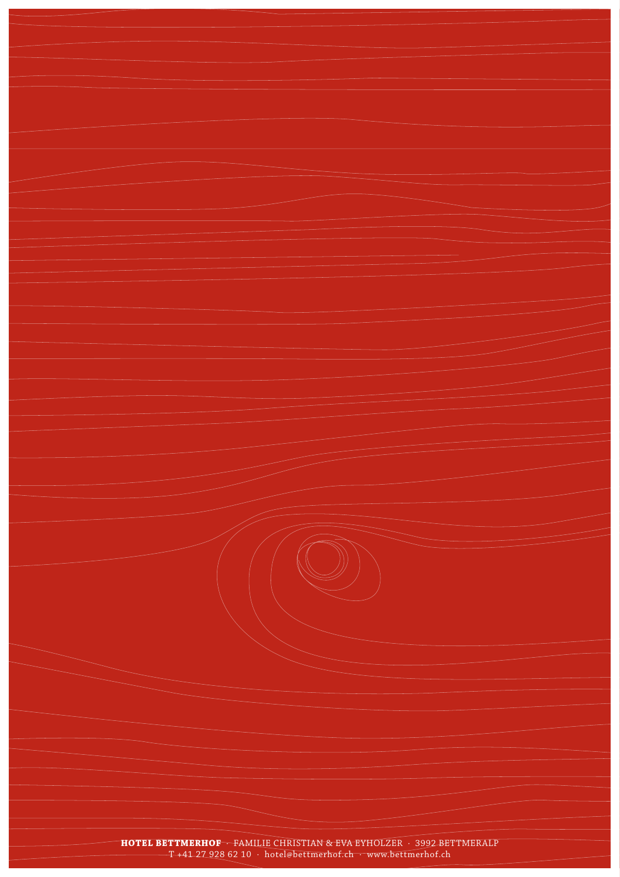**HOTEL BETTMERHOF** · FAMILIE CHRISTIAN & EVA EYHOLZER · 3992 BETTMERALP
T +41 27 928 62 10 · hotel@bettmerhof.ch · www.bettmerhof.ch